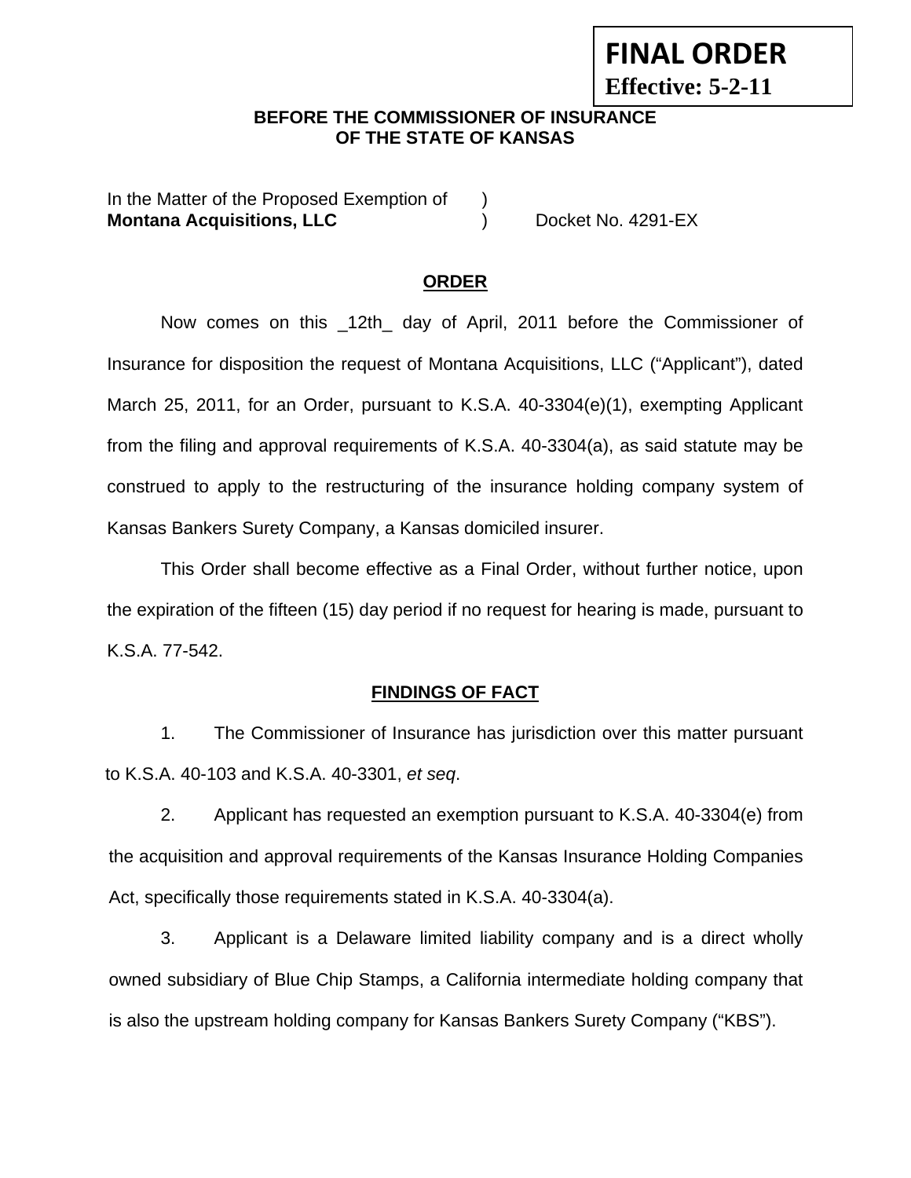**FINAL ORDER**
**Effective: 5-2-11**

**BEFORE THE COMMISSIONER OF INSURANCE**
**OF THE STATE OF KANSAS**

In the Matter of the Proposed Exemption of )
**Montana Acquisitions, LLC** ) Docket No. 4291-EX

**ORDER**

Now comes on this _12th_ day of April, 2011 before the Commissioner of Insurance for disposition the request of Montana Acquisitions, LLC ("Applicant"), dated March 25, 2011, for an Order, pursuant to K.S.A. 40-3304(e)(1), exempting Applicant from the filing and approval requirements of K.S.A. 40-3304(a), as said statute may be construed to apply to the restructuring of the insurance holding company system of Kansas Bankers Surety Company, a Kansas domiciled insurer.

This Order shall become effective as a Final Order, without further notice, upon the expiration of the fifteen (15) day period if no request for hearing is made, pursuant to K.S.A. 77-542.

**FINDINGS OF FACT**

1. The Commissioner of Insurance has jurisdiction over this matter pursuant to K.S.A. 40-103 and K.S.A. 40-3301, *et seq*.

2. Applicant has requested an exemption pursuant to K.S.A. 40-3304(e) from the acquisition and approval requirements of the Kansas Insurance Holding Companies Act, specifically those requirements stated in K.S.A. 40-3304(a).

3. Applicant is a Delaware limited liability company and is a direct wholly owned subsidiary of Blue Chip Stamps, a California intermediate holding company that is also the upstream holding company for Kansas Bankers Surety Company ("KBS").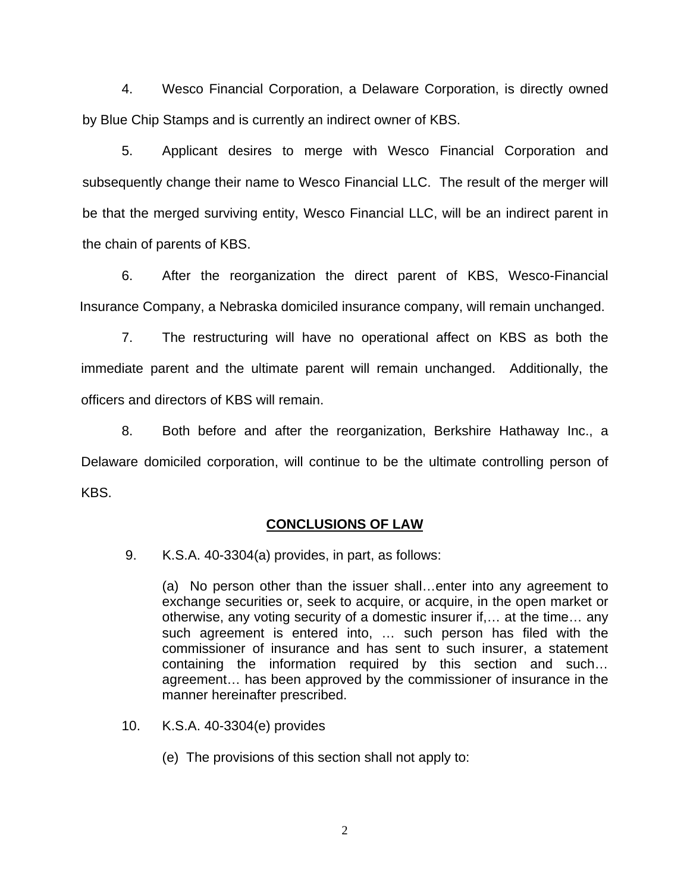4. Wesco Financial Corporation, a Delaware Corporation, is directly owned by Blue Chip Stamps and is currently an indirect owner of KBS.

5. Applicant desires to merge with Wesco Financial Corporation and subsequently change their name to Wesco Financial LLC. The result of the merger will be that the merged surviving entity, Wesco Financial LLC, will be an indirect parent in the chain of parents of KBS.

6. After the reorganization the direct parent of KBS, Wesco-Financial Insurance Company, a Nebraska domiciled insurance company, will remain unchanged.

7. The restructuring will have no operational affect on KBS as both the immediate parent and the ultimate parent will remain unchanged. Additionally, the officers and directors of KBS will remain.

8. Both before and after the reorganization, Berkshire Hathaway Inc., a Delaware domiciled corporation, will continue to be the ultimate controlling person of KBS.

## CONCLUSIONS OF LAW

9. K.S.A. 40-3304(a) provides, in part, as follows:

> (a) No person other than the issuer shall…enter into any agreement to exchange securities or, seek to acquire, or acquire, in the open market or otherwise, any voting security of a domestic insurer if,… at the time… any such agreement is entered into, … such person has filed with the commissioner of insurance and has sent to such insurer, a statement containing the information required by this section and such… agreement… has been approved by the commissioner of insurance in the manner hereinafter prescribed.

10. K.S.A. 40-3304(e) provides

> (e) The provisions of this section shall not apply to: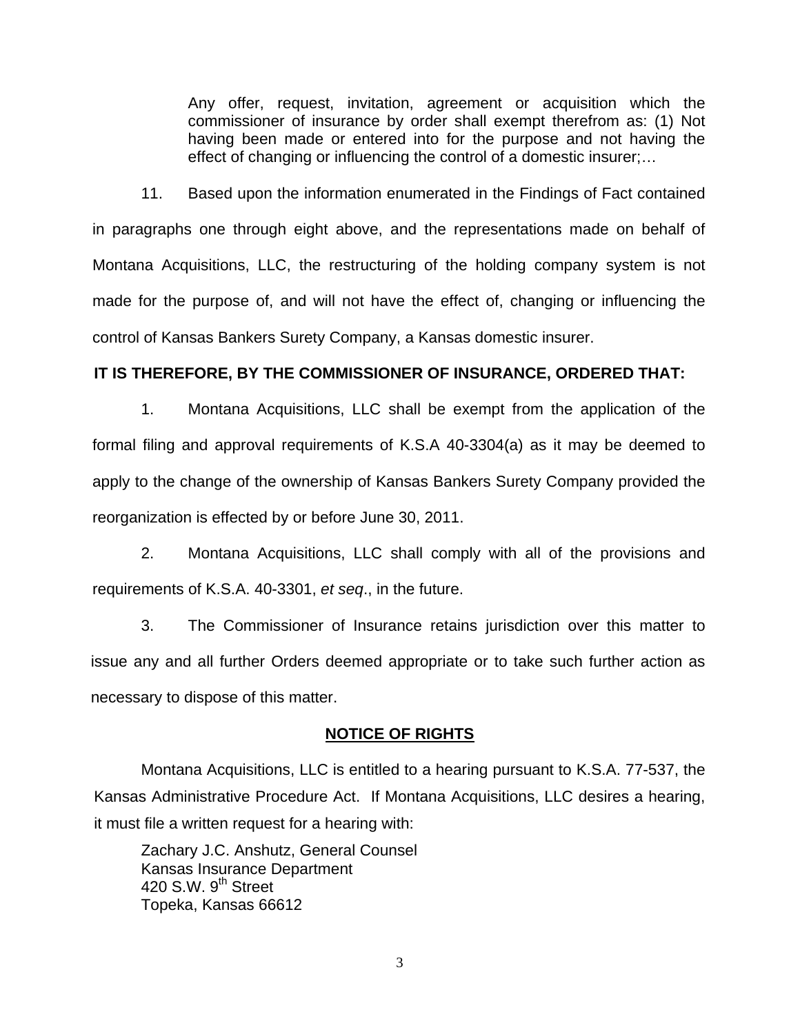> Any offer, request, invitation, agreement or acquisition which the commissioner of insurance by order shall exempt therefrom as: (1) Not having been made or entered into for the purpose and not having the effect of changing or influencing the control of a domestic insurer;…

11. Based upon the information enumerated in the Findings of Fact contained in paragraphs one through eight above, and the representations made on behalf of Montana Acquisitions, LLC, the restructuring of the holding company system is not made for the purpose of, and will not have the effect of, changing or influencing the control of Kansas Bankers Surety Company, a Kansas domestic insurer.

**IT IS THEREFORE, BY THE COMMISSIONER OF INSURANCE, ORDERED THAT:**

1. Montana Acquisitions, LLC shall be exempt from the application of the formal filing and approval requirements of K.S.A 40-3304(a) as it may be deemed to apply to the change of the ownership of Kansas Bankers Surety Company provided the reorganization is effected by or before June 30, 2011.

2. Montana Acquisitions, LLC shall comply with all of the provisions and requirements of K.S.A. 40-3301, *et seq*., in the future.

3. The Commissioner of Insurance retains jurisdiction over this matter to issue any and all further Orders deemed appropriate or to take such further action as necessary to dispose of this matter.

**NOTICE OF RIGHTS**

Montana Acquisitions, LLC is entitled to a hearing pursuant to K.S.A. 77-537, the Kansas Administrative Procedure Act. If Montana Acquisitions, LLC desires a hearing, it must file a written request for a hearing with:

Zachary J.C. Anshutz, General Counsel
Kansas Insurance Department
420 S.W. 9th Street
Topeka, Kansas 66612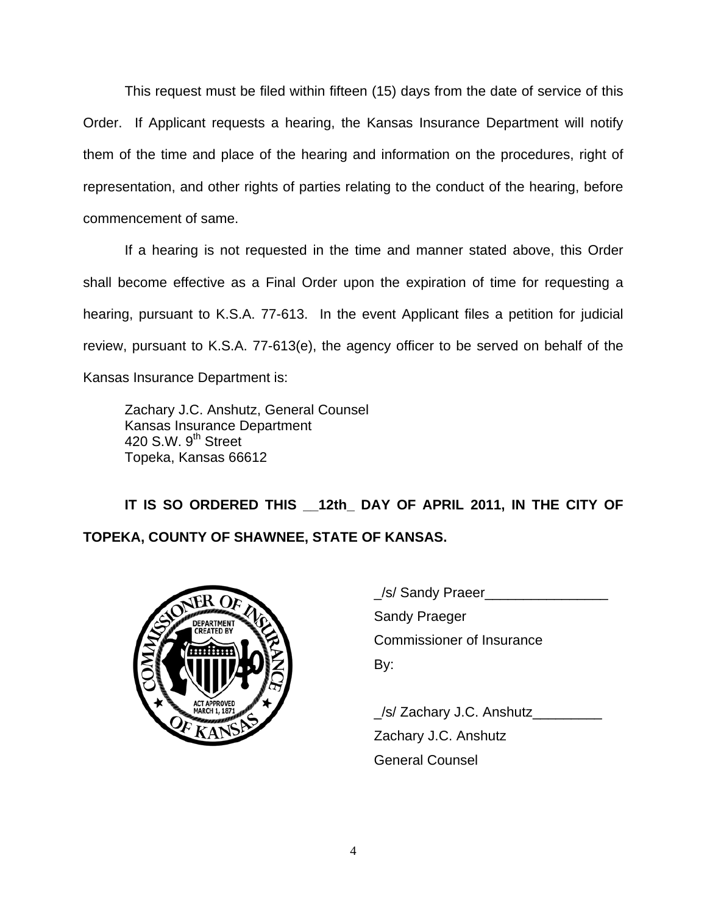This request must be filed within fifteen (15) days from the date of service of this Order. If Applicant requests a hearing, the Kansas Insurance Department will notify them of the time and place of the hearing and information on the procedures, right of representation, and other rights of parties relating to the conduct of the hearing, before commencement of same.

If a hearing is not requested in the time and manner stated above, this Order shall become effective as a Final Order upon the expiration of time for requesting a hearing, pursuant to K.S.A. 77-613. In the event Applicant files a petition for judicial review, pursuant to K.S.A. 77-613(e), the agency officer to be served on behalf of the Kansas Insurance Department is:

Zachary J.C. Anshutz, General Counsel  
Kansas Insurance Department  
420 S.W. 9th Street  
Topeka, Kansas 66612

**IT IS SO ORDERED THIS __12th_ DAY OF APRIL 2011, IN THE CITY OF TOPEKA, COUNTY OF SHAWNEE, STATE OF KANSAS.**

_/s/ Sandy Praeer________________  
Sandy Praeger  
Commissioner of Insurance  
By:

_/s/ Zachary J.C. Anshutz_________  
Zachary J.C. Anshutz  
General Counsel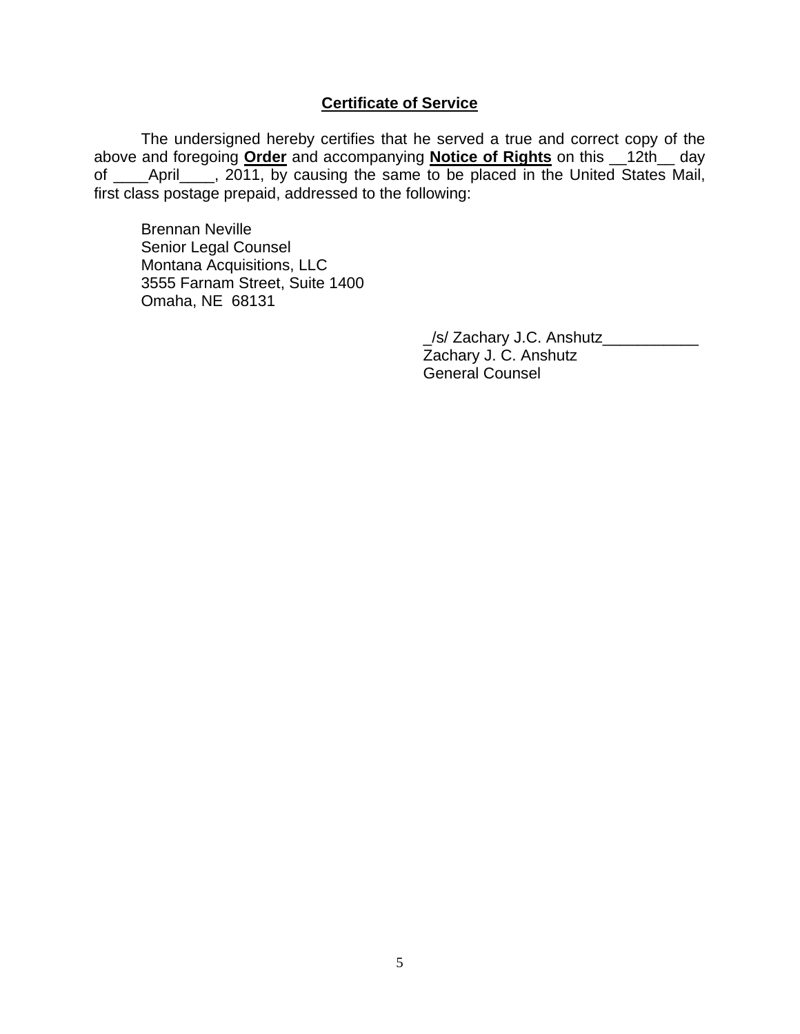**Certificate of Service**

The undersigned hereby certifies that he served a true and correct copy of the above and foregoing **Order** and accompanying **Notice of Rights** on this __12th__ day of ____April____, 2011, by causing the same to be placed in the United States Mail, first class postage prepaid, addressed to the following:

Brennan Neville
Senior Legal Counsel
Montana Acquisitions, LLC
3555 Farnam Street, Suite 1400
Omaha, NE 68131

_/s/ Zachary J.C. Anshutz___________
Zachary J. C. Anshutz
General Counsel